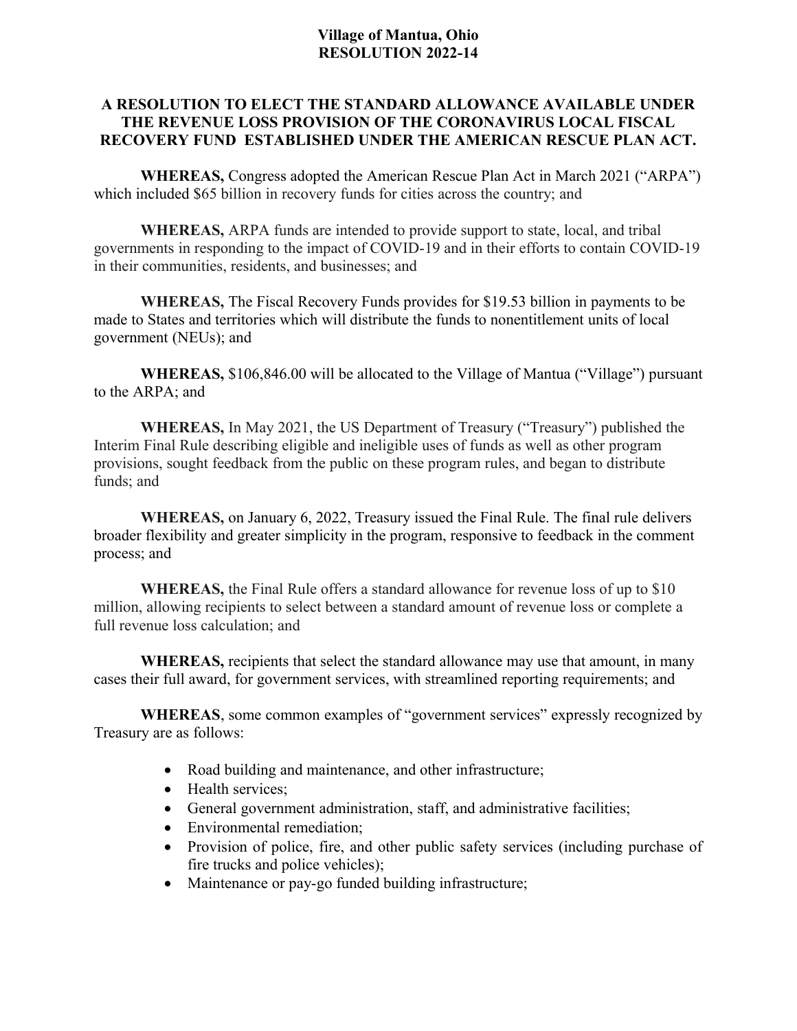# Village of Mantua, Ohio
# RESOLUTION 2022-14

## A RESOLUTION TO ELECT THE STANDARD ALLOWANCE AVAILABLE UNDER THE REVENUE LOSS PROVISION OF THE CORONAVIRUS LOCAL FISCAL RECOVERY FUND ESTABLISHED UNDER THE AMERICAN RESCUE PLAN ACT.

**WHEREAS,** Congress adopted the American Rescue Plan Act in March 2021 ("ARPA") which included $65 billion in recovery funds for cities across the country; and

**WHEREAS,** ARPA funds are intended to provide support to state, local, and tribal governments in responding to the impact of COVID-19 and in their efforts to contain COVID-19 in their communities, residents, and businesses; and

**WHEREAS,** The Fiscal Recovery Funds provides for $19.53 billion in payments to be made to States and territories which will distribute the funds to nonentitlement units of local government (NEUs); and

**WHEREAS,** $106,846.00 will be allocated to the Village of Mantua ("Village") pursuant to the ARPA; and

**WHEREAS,** In May 2021, the US Department of Treasury ("Treasury") published the Interim Final Rule describing eligible and ineligible uses of funds as well as other program provisions, sought feedback from the public on these program rules, and began to distribute funds; and

**WHEREAS,** on January 6, 2022, Treasury issued the Final Rule. The final rule delivers broader flexibility and greater simplicity in the program, responsive to feedback in the comment process; and

**WHEREAS,** the Final Rule offers a standard allowance for revenue loss of up to $10 million, allowing recipients to select between a standard amount of revenue loss or complete a full revenue loss calculation; and

**WHEREAS,** recipients that select the standard allowance may use that amount, in many cases their full award, for government services, with streamlined reporting requirements; and

**WHEREAS**, some common examples of "government services" expressly recognized by Treasury are as follows:

- Road building and maintenance, and other infrastructure;
- Health services;
- General government administration, staff, and administrative facilities;
- Environmental remediation;
- Provision of police, fire, and other public safety services (including purchase of fire trucks and police vehicles);
- Maintenance or pay-go funded building infrastructure;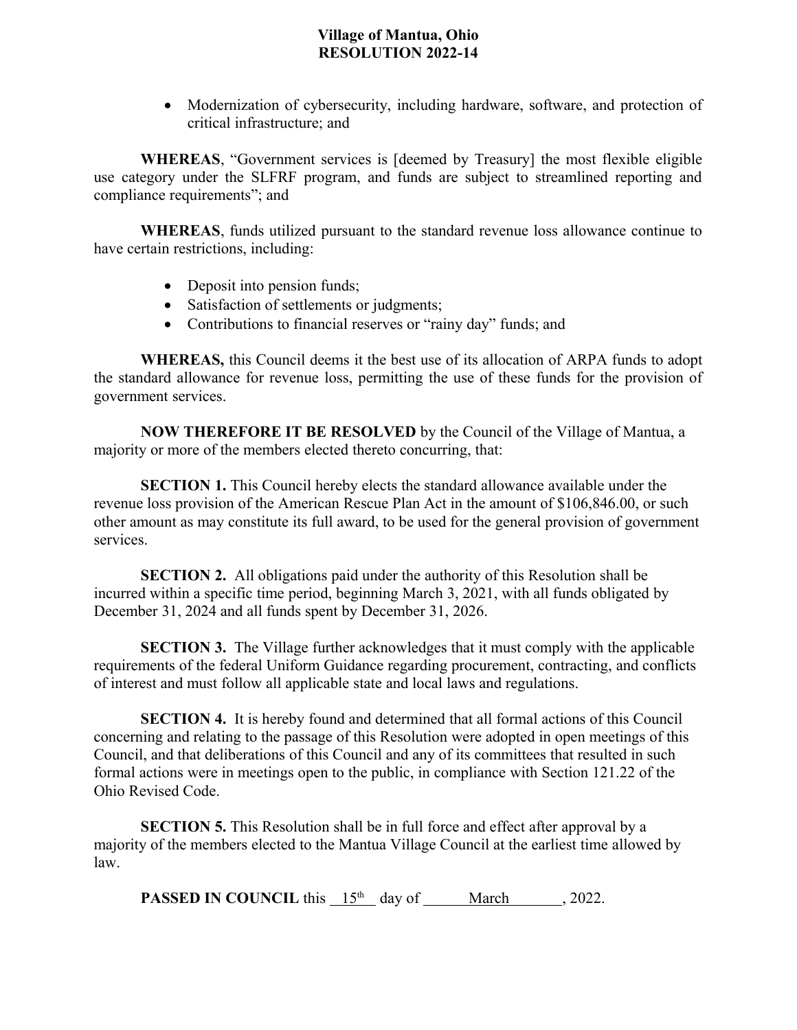- Modernization of cybersecurity, including hardware, software, and protection of critical infrastructure; and

**WHEREAS**, "Government services is [deemed by Treasury] the most flexible eligible use category under the SLFRF program, and funds are subject to streamlined reporting and compliance requirements"; and

**WHEREAS**, funds utilized pursuant to the standard revenue loss allowance continue to have certain restrictions, including:

- Deposit into pension funds;
- Satisfaction of settlements or judgments;
- Contributions to financial reserves or "rainy day" funds; and

**WHEREAS,** this Council deems it the best use of its allocation of ARPA funds to adopt the standard allowance for revenue loss, permitting the use of these funds for the provision of government services.

**NOW THEREFORE IT BE RESOLVED** by the Council of the Village of Mantua, a majority or more of the members elected thereto concurring, that:

**SECTION 1.** This Council hereby elects the standard allowance available under the revenue loss provision of the American Rescue Plan Act in the amount of $106,846.00, or such other amount as may constitute its full award, to be used for the general provision of government services.

**SECTION 2.** All obligations paid under the authority of this Resolution shall be incurred within a specific time period, beginning March 3, 2021, with all funds obligated by December 31, 2024 and all funds spent by December 31, 2026.

**SECTION 3.** The Village further acknowledges that it must comply with the applicable requirements of the federal Uniform Guidance regarding procurement, contracting, and conflicts of interest and must follow all applicable state and local laws and regulations.

**SECTION 4.** It is hereby found and determined that all formal actions of this Council concerning and relating to the passage of this Resolution were adopted in open meetings of this Council, and that deliberations of this Council and any of its committees that resulted in such formal actions were in meetings open to the public, in compliance with Section 121.22 of the Ohio Revised Code.

**SECTION 5.** This Resolution shall be in full force and effect after approval by a majority of the members elected to the Mantua Village Council at the earliest time allowed by law.

**PASSED IN COUNCIL** this 15th day of March, 2022.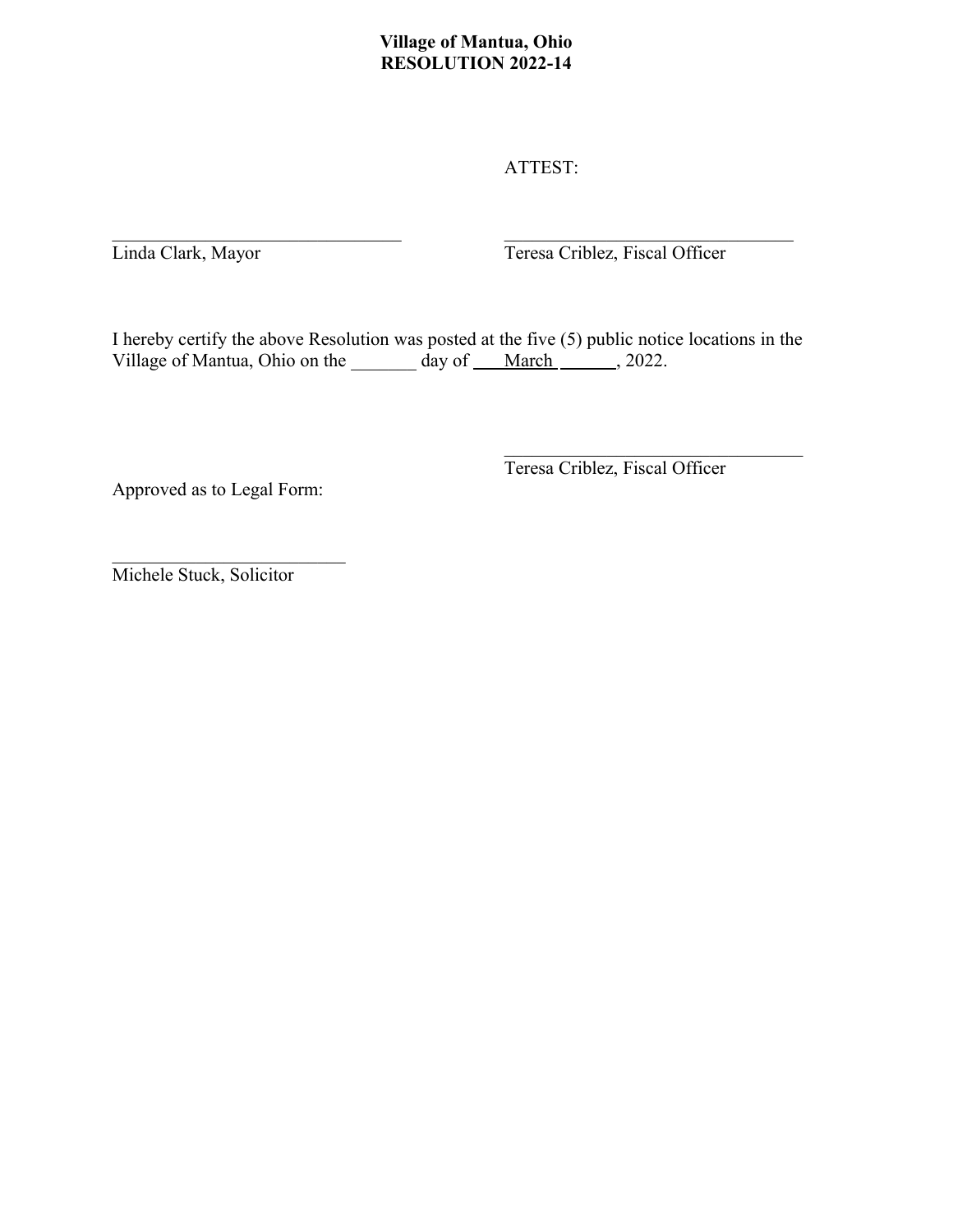**Village of Mantua, Ohio**
**RESOLUTION 2022-14**

ATTEST:

\_\_\_\_\_\_\_\_\_\_\_\_\_\_\_\_\_\_\_\_\_\_\_\_\_\_\_\_\_\_\_\_
Linda Clark, Mayor

\_\_\_\_\_\_\_\_\_\_\_\_\_\_\_\_\_\_\_\_\_\_\_\_\_\_\_\_\_\_\_\_
Teresa Criblez, Fiscal Officer

I hereby certify the above Resolution was posted at the five (5) public notice locations in the Village of Mantua, Ohio on the \_\_\_\_\_\_\_ day of March, 2022.

\_\_\_\_\_\_\_\_\_\_\_\_\_\_\_\_\_\_\_\_\_\_\_\_\_\_\_\_\_\_\_\_
Teresa Criblez, Fiscal Officer

Approved as to Legal Form:

\_\_\_\_\_\_\_\_\_\_\_\_\_\_\_\_\_\_\_\_\_\_\_\_\_\_
Michele Stuck, Solicitor